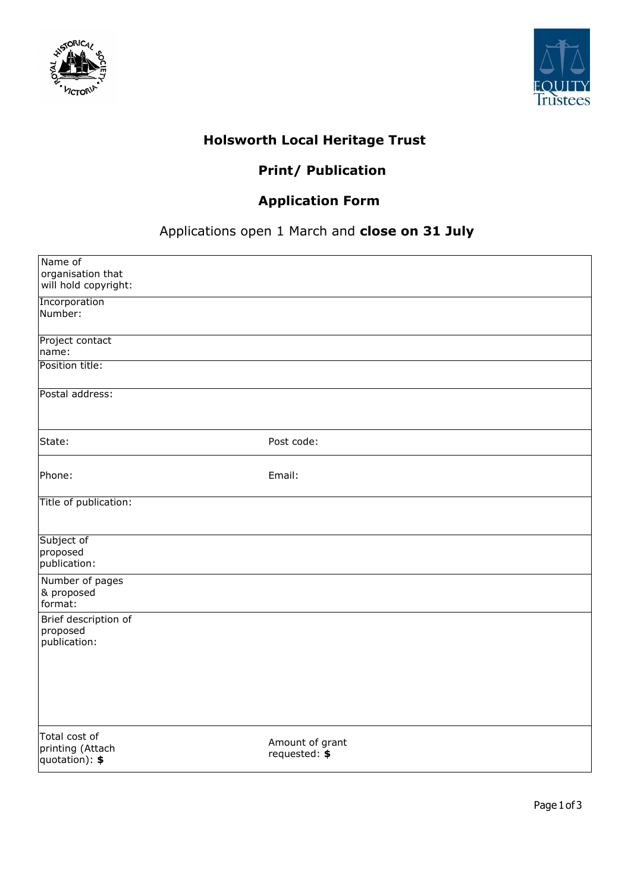# Holsworth Local Heritage Trust

## Print/ Publication

## Application Form

Applications open 1 March and **close on 31 July**

| | | | |
|---|---|---|---|
| Name of organisation that will hold copyright: | | | |
| Incorporation Number: | | | |
| Project contact name: | | | |
| Position title: | | | |
| Postal address: | | | |
| State: | | Post code: | |
| Phone: | | Email: | |
| Title of publication: | | | |
| Subject of proposed publication: | | | |
| Number of pages & proposed format: | | | |
| Brief description of proposed publication: | | | |
| Total cost of printing (Attach quotation): **$** | | Amount of grant requested: **$** | |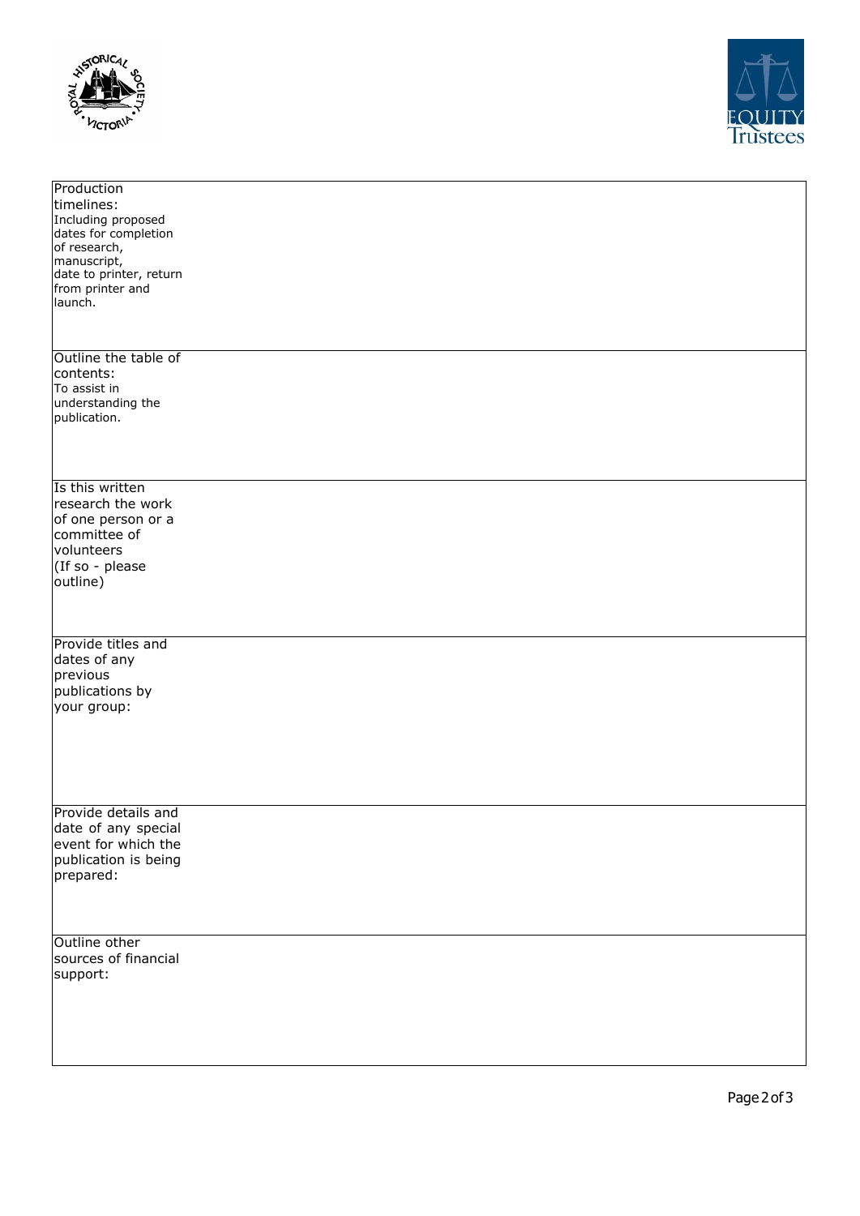| | |
|---|---|
| Production timelines: Including proposed dates for completion of research, manuscript, date to printer, return from printer and launch. | |
| Outline the table of contents: To assist in understanding the publication. | |
| Is this written research the work of one person or a committee of volunteers (If so - please outline) | |
| Provide titles and dates of any previous publications by your group: | |
| Provide details and date of any special event for which the publication is being prepared: | |
| Outline other sources of financial support: | |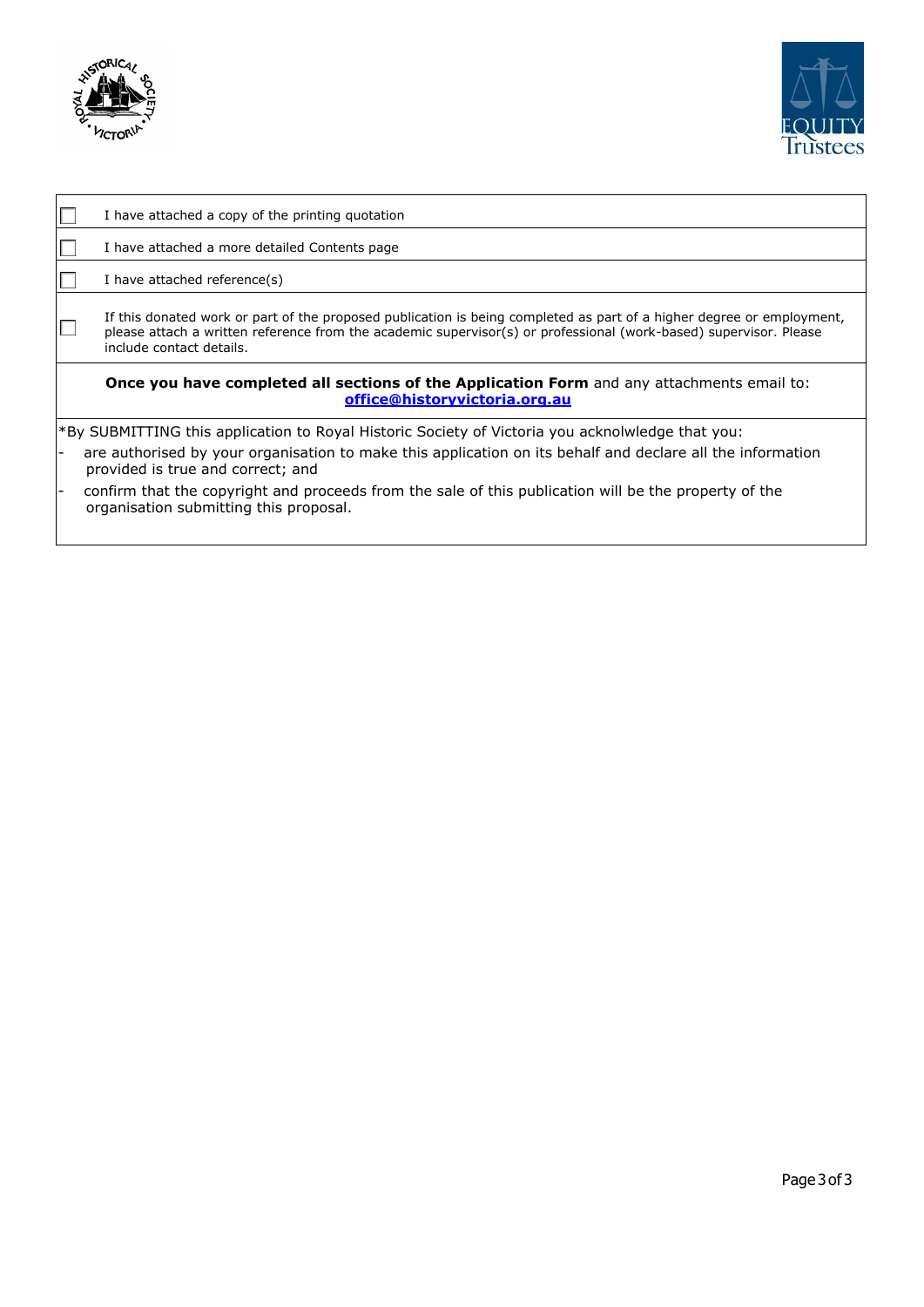- [ ] I have attached a copy of the printing quotation
- [ ] I have attached a more detailed Contents page
- [ ] I have attached reference(s)
- [ ] If this donated work or part of the proposed publication is being completed as part of a higher degree or employment, please attach a written reference from the academic supervisor(s) or professional (work-based) supervisor. Please include contact details.

**Once you have completed all sections of the Application Form** and any attachments email to: **office@historyvictoria.org.au**

*By SUBMITTING this application to Royal Historic Society of Victoria you acknolwledge that you:

- are authorised by your organisation to make this application on its behalf and declare all the information provided is true and correct; and
- confirm that the copyright and proceeds from the sale of this publication will be the property of the organisation submitting this proposal.